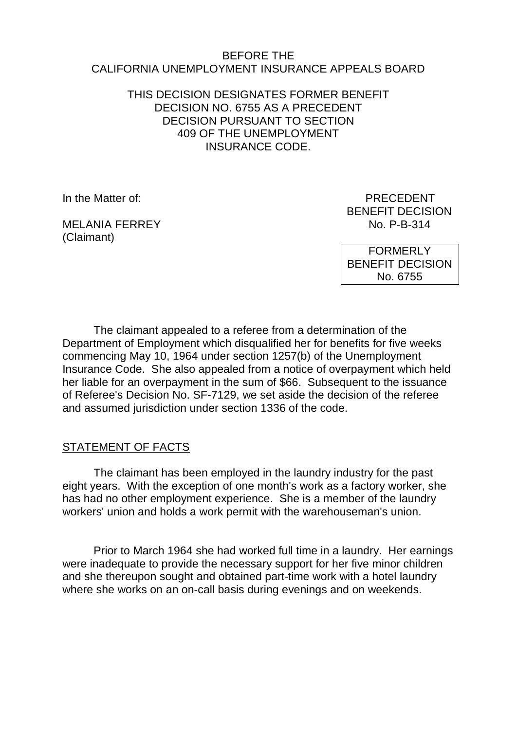BEFORE THE
CALIFORNIA UNEMPLOYMENT INSURANCE APPEALS BOARD

THIS DECISION DESIGNATES FORMER BENEFIT DECISION NO. 6755 AS A PRECEDENT DECISION PURSUANT TO SECTION 409 OF THE UNEMPLOYMENT INSURANCE CODE.

In the Matter of:

MELANIA FERREY
(Claimant)

PRECEDENT
BENEFIT DECISION
No. P-B-314

FORMERLY
BENEFIT DECISION
No. 6755

The claimant appealed to a referee from a determination of the Department of Employment which disqualified her for benefits for five weeks commencing May 10, 1964 under section 1257(b) of the Unemployment Insurance Code. She also appealed from a notice of overpayment which held her liable for an overpayment in the sum of $66. Subsequent to the issuance of Referee's Decision No. SF-7129, we set aside the decision of the referee and assumed jurisdiction under section 1336 of the code.

## STATEMENT OF FACTS

The claimant has been employed in the laundry industry for the past eight years. With the exception of one month's work as a factory worker, she has had no other employment experience. She is a member of the laundry workers' union and holds a work permit with the warehouseman's union.

Prior to March 1964 she had worked full time in a laundry. Her earnings were inadequate to provide the necessary support for her five minor children and she thereupon sought and obtained part-time work with a hotel laundry where she works on an on-call basis during evenings and on weekends.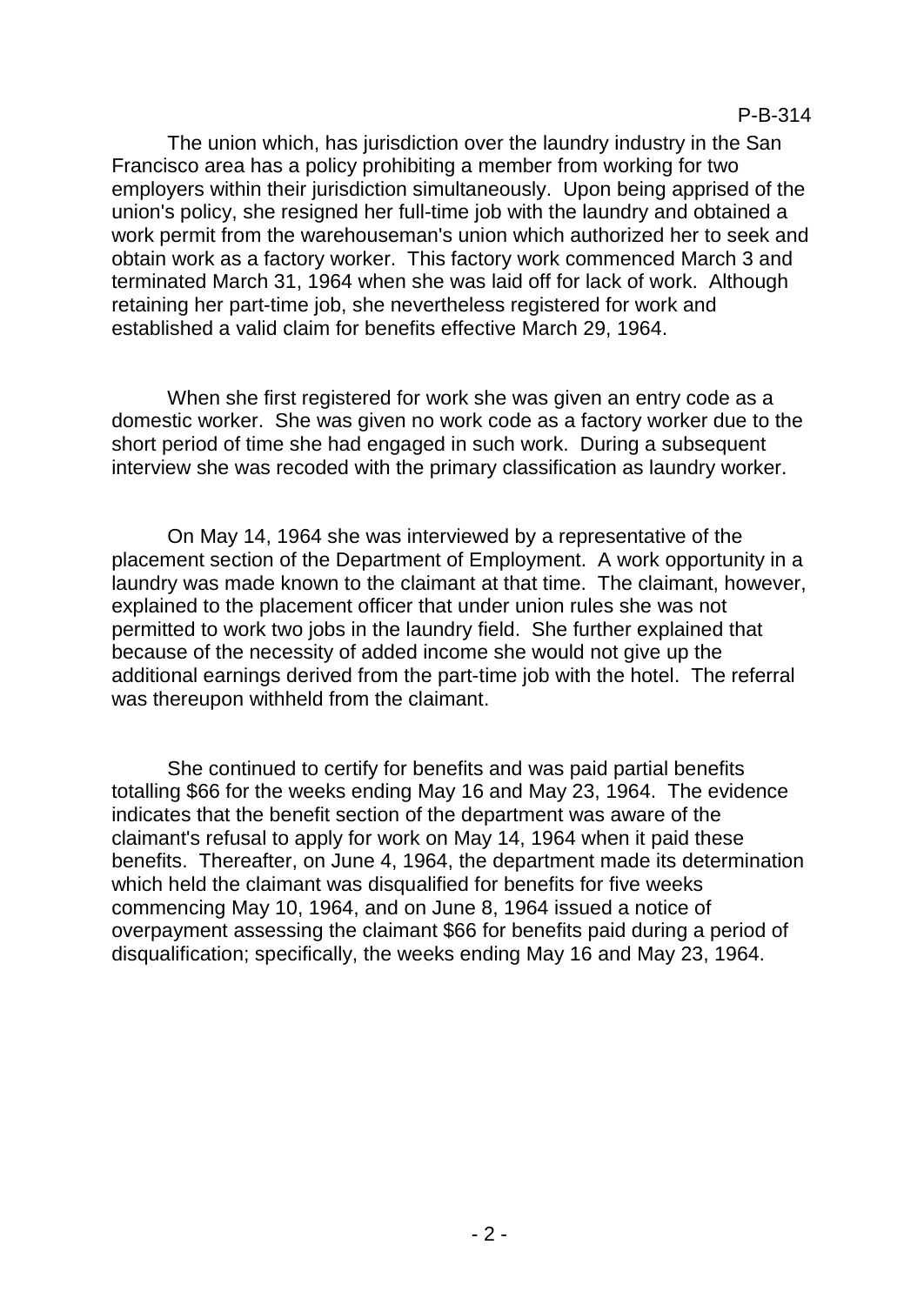The union which, has jurisdiction over the laundry industry in the San Francisco area has a policy prohibiting a member from working for two employers within their jurisdiction simultaneously. Upon being apprised of the union's policy, she resigned her full-time job with the laundry and obtained a work permit from the warehouseman's union which authorized her to seek and obtain work as a factory worker. This factory work commenced March 3 and terminated March 31, 1964 when she was laid off for lack of work. Although retaining her part-time job, she nevertheless registered for work and established a valid claim for benefits effective March 29, 1964.

When she first registered for work she was given an entry code as a domestic worker. She was given no work code as a factory worker due to the short period of time she had engaged in such work. During a subsequent interview she was recoded with the primary classification as laundry worker.

On May 14, 1964 she was interviewed by a representative of the placement section of the Department of Employment. A work opportunity in a laundry was made known to the claimant at that time. The claimant, however, explained to the placement officer that under union rules she was not permitted to work two jobs in the laundry field. She further explained that because of the necessity of added income she would not give up the additional earnings derived from the part-time job with the hotel. The referral was thereupon withheld from the claimant.

She continued to certify for benefits and was paid partial benefits totalling $66 for the weeks ending May 16 and May 23, 1964. The evidence indicates that the benefit section of the department was aware of the claimant's refusal to apply for work on May 14, 1964 when it paid these benefits. Thereafter, on June 4, 1964, the department made its determination which held the claimant was disqualified for benefits for five weeks commencing May 10, 1964, and on June 8, 1964 issued a notice of overpayment assessing the claimant $66 for benefits paid during a period of disqualification; specifically, the weeks ending May 16 and May 23, 1964.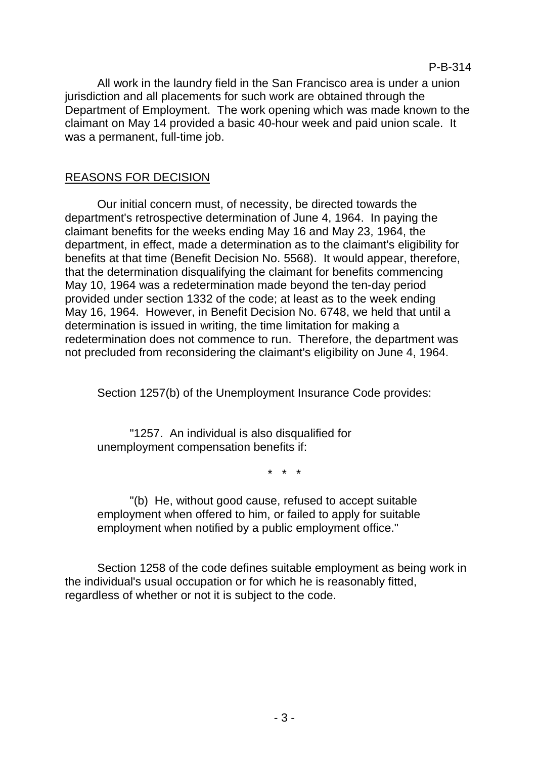All work in the laundry field in the San Francisco area is under a union jurisdiction and all placements for such work are obtained through the Department of Employment. The work opening which was made known to the claimant on May 14 provided a basic 40-hour week and paid union scale. It was a permanent, full-time job.

## REASONS FOR DECISION

Our initial concern must, of necessity, be directed towards the department's retrospective determination of June 4, 1964. In paying the claimant benefits for the weeks ending May 16 and May 23, 1964, the department, in effect, made a determination as to the claimant's eligibility for benefits at that time (Benefit Decision No. 5568). It would appear, therefore, that the determination disqualifying the claimant for benefits commencing May 10, 1964 was a redetermination made beyond the ten-day period provided under section 1332 of the code; at least as to the week ending May 16, 1964. However, in Benefit Decision No. 6748, we held that until a determination is issued in writing, the time limitation for making a redetermination does not commence to run. Therefore, the department was not precluded from reconsidering the claimant's eligibility on June 4, 1964.

Section 1257(b) of the Unemployment Insurance Code provides:

> "1257. An individual is also disqualified for unemployment compensation benefits if:
>
> \* \* \*
>
> "(b) He, without good cause, refused to accept suitable employment when offered to him, or failed to apply for suitable employment when notified by a public employment office."

Section 1258 of the code defines suitable employment as being work in the individual's usual occupation or for which he is reasonably fitted, regardless of whether or not it is subject to the code.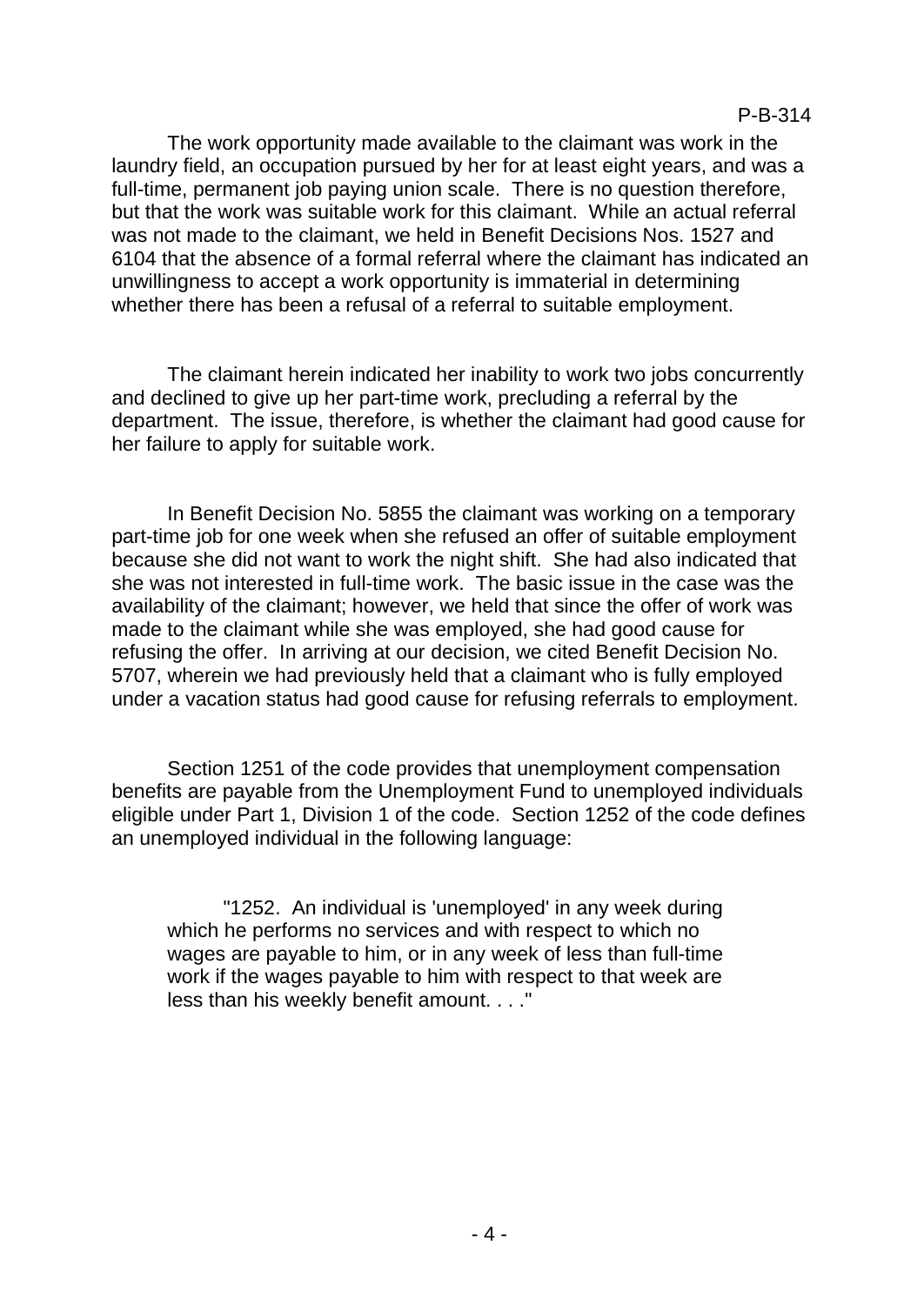The work opportunity made available to the claimant was work in the laundry field, an occupation pursued by her for at least eight years, and was a full-time, permanent job paying union scale. There is no question therefore, but that the work was suitable work for this claimant. While an actual referral was not made to the claimant, we held in Benefit Decisions Nos. 1527 and 6104 that the absence of a formal referral where the claimant has indicated an unwillingness to accept a work opportunity is immaterial in determining whether there has been a refusal of a referral to suitable employment.

The claimant herein indicated her inability to work two jobs concurrently and declined to give up her part-time work, precluding a referral by the department. The issue, therefore, is whether the claimant had good cause for her failure to apply for suitable work.

In Benefit Decision No. 5855 the claimant was working on a temporary part-time job for one week when she refused an offer of suitable employment because she did not want to work the night shift. She had also indicated that she was not interested in full-time work. The basic issue in the case was the availability of the claimant; however, we held that since the offer of work was made to the claimant while she was employed, she had good cause for refusing the offer. In arriving at our decision, we cited Benefit Decision No. 5707, wherein we had previously held that a claimant who is fully employed under a vacation status had good cause for refusing referrals to employment.

Section 1251 of the code provides that unemployment compensation benefits are payable from the Unemployment Fund to unemployed individuals eligible under Part 1, Division 1 of the code. Section 1252 of the code defines an unemployed individual in the following language:

> "1252. An individual is 'unemployed' in any week during which he performs no services and with respect to which no wages are payable to him, or in any week of less than full-time work if the wages payable to him with respect to that week are less than his weekly benefit amount. . . ."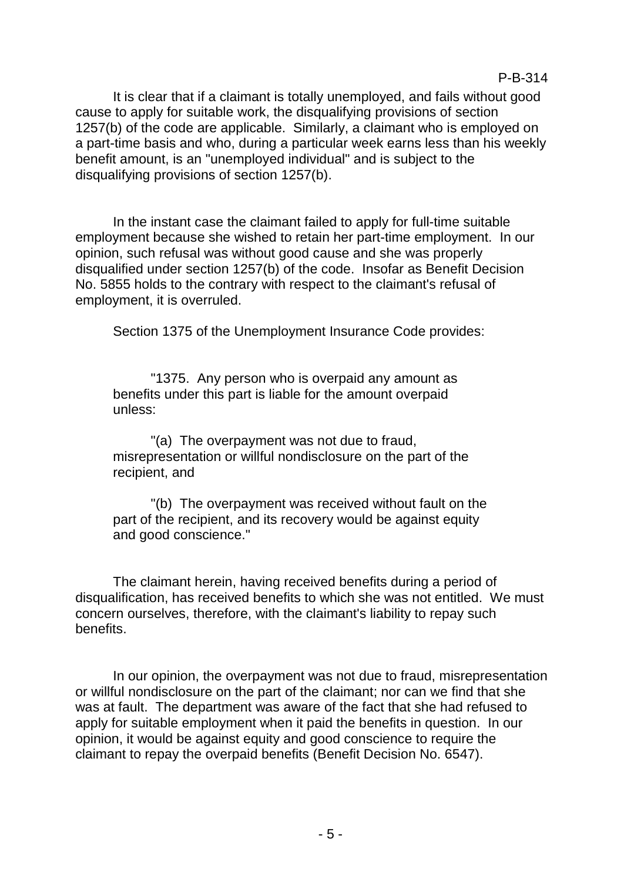It is clear that if a claimant is totally unemployed, and fails without good cause to apply for suitable work, the disqualifying provisions of section 1257(b) of the code are applicable. Similarly, a claimant who is employed on a part-time basis and who, during a particular week earns less than his weekly benefit amount, is an "unemployed individual" and is subject to the disqualifying provisions of section 1257(b).

In the instant case the claimant failed to apply for full-time suitable employment because she wished to retain her part-time employment. In our opinion, such refusal was without good cause and she was properly disqualified under section 1257(b) of the code. Insofar as Benefit Decision No. 5855 holds to the contrary with respect to the claimant's refusal of employment, it is overruled.

Section 1375 of the Unemployment Insurance Code provides:

> "1375. Any person who is overpaid any amount as benefits under this part is liable for the amount overpaid unless:
>
> "(a) The overpayment was not due to fraud, misrepresentation or willful nondisclosure on the part of the recipient, and
>
> "(b) The overpayment was received without fault on the part of the recipient, and its recovery would be against equity and good conscience."

The claimant herein, having received benefits during a period of disqualification, has received benefits to which she was not entitled. We must concern ourselves, therefore, with the claimant's liability to repay such benefits.

In our opinion, the overpayment was not due to fraud, misrepresentation or willful nondisclosure on the part of the claimant; nor can we find that she was at fault. The department was aware of the fact that she had refused to apply for suitable employment when it paid the benefits in question. In our opinion, it would be against equity and good conscience to require the claimant to repay the overpaid benefits (Benefit Decision No. 6547).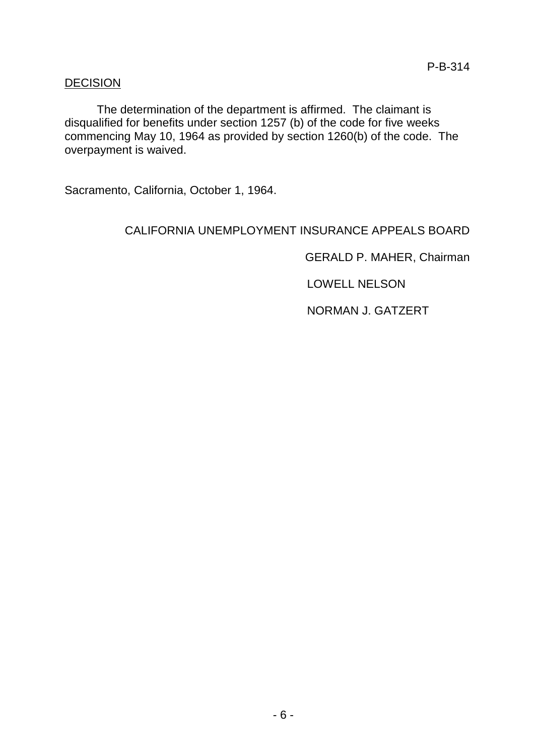DECISION

The determination of the department is affirmed. The claimant is disqualified for benefits under section 1257 (b) of the code for five weeks commencing May 10, 1964 as provided by section 1260(b) of the code. The overpayment is waived.

Sacramento, California, October 1, 1964.

CALIFORNIA UNEMPLOYMENT INSURANCE APPEALS BOARD

GERALD P. MAHER, Chairman

LOWELL NELSON

NORMAN J. GATZERT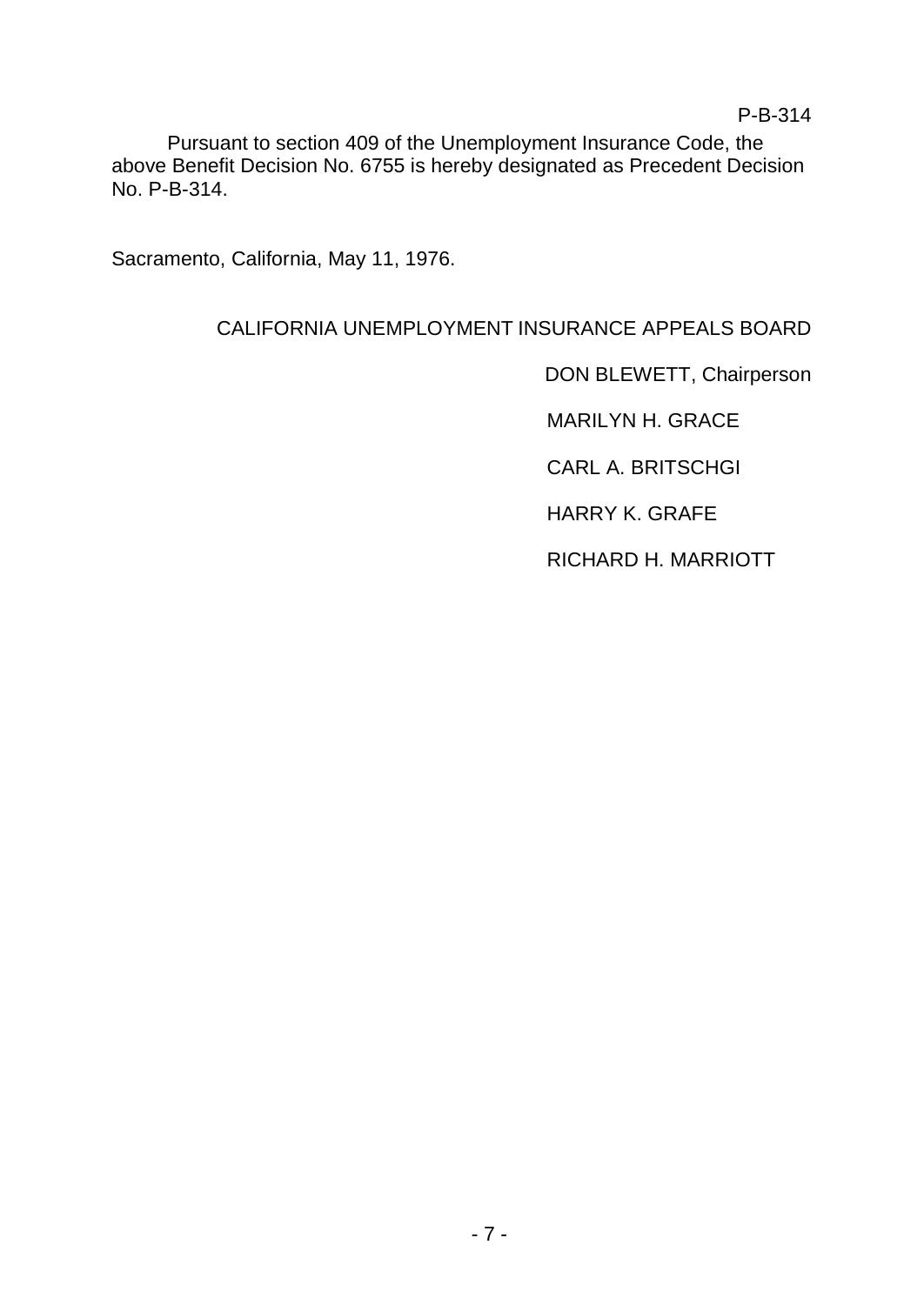Pursuant to section 409 of the Unemployment Insurance Code, the above Benefit Decision No. 6755 is hereby designated as Precedent Decision No. P-B-314.

Sacramento, California, May 11, 1976.

CALIFORNIA UNEMPLOYMENT INSURANCE APPEALS BOARD

DON BLEWETT, Chairperson

MARILYN H. GRACE

CARL A. BRITSCHGI

HARRY K. GRAFE

RICHARD H. MARRIOTT